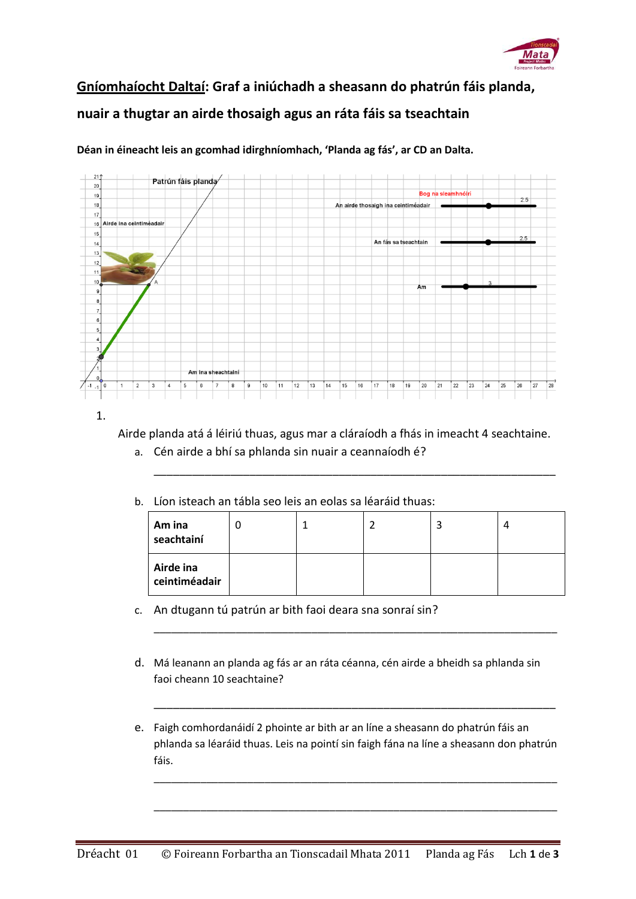## Gníomhaíocht Daltaí: Graf a iniúchadh a sheasann do phatrún fáis planda, nuair a thugtar an airde thosaigh agus an ráta fáis sa tseachtain

**Déan in éineacht leis an gcomhad idirghníomhach, 'Planda ag fás', ar CD an Dalta.**

1. Airde planda atá á léiriú thuas, agus mar a cláraíodh a fhás in imeacht 4 seachtaine.

   a. Cén airde a bhí sa phlanda sin nuair a ceannaíodh é?

   ______________________________________________________________

   b. Líon isteach an tábla seo leis an eolas sa léaráid thuas:

   | **Am ina seachtainí** | 0 | 1 | 2 | 3 | 4 |
   |---|---|---|---|---|---|
   | **Airde ina ceintiméadair** | | | | | |

   c. An dtugann tú patrún ar bith faoi deara sna sonraí sin?

   ______________________________________________________________

   d. Má leanann an planda ag fás ar an ráta céanna, cén airde a bheidh sa phlanda sin faoi cheann 10 seachtaine?

   ______________________________________________________________

   e. Faigh comhordanáidí 2 phointe ar bith ar an líne a sheasann do phatrún fáis an phlanda sa léaráid thuas. Leis na pointí sin faigh fána na líne a sheasann don phatrún fáis.

   ______________________________________________________________

   ______________________________________________________________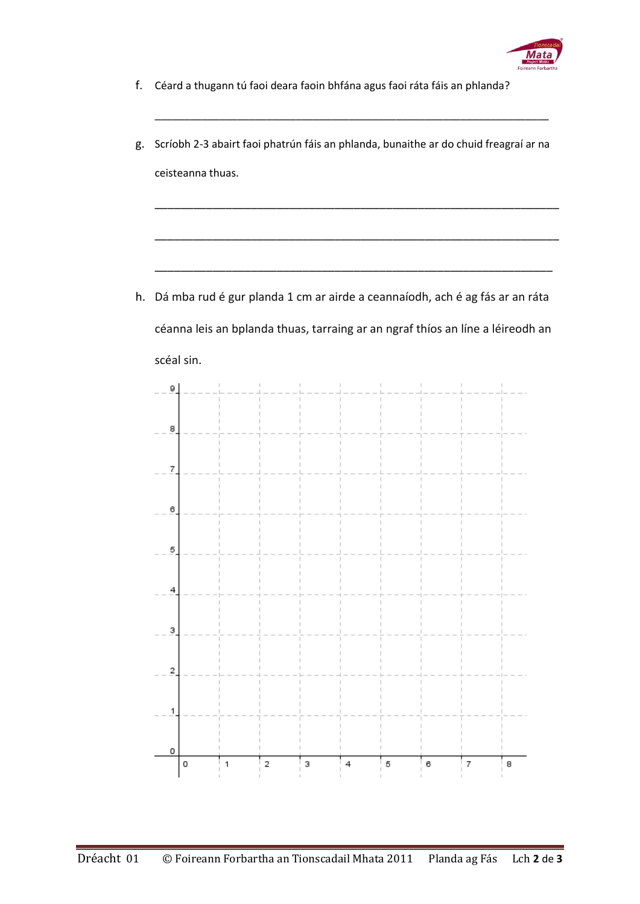f. Céard a thugann tú faoi deara faoin bhfána agus faoi ráta fáis an phlanda?

_______________________________________________________________________

g. Scríobh 2-3 abairt faoi phatrún fáis an phlanda, bunaithe ar do chuid freagraí ar na ceisteanna thuas.

_______________________________________________________________________

_______________________________________________________________________

_______________________________________________________________________

h. Dá mba rud é gur planda 1 cm ar airde a ceannaíodh, ach é ag fás ar an ráta céanna leis an bplanda thuas, tarraing ar an ngraf thíos an líne a léireodh an scéal sin.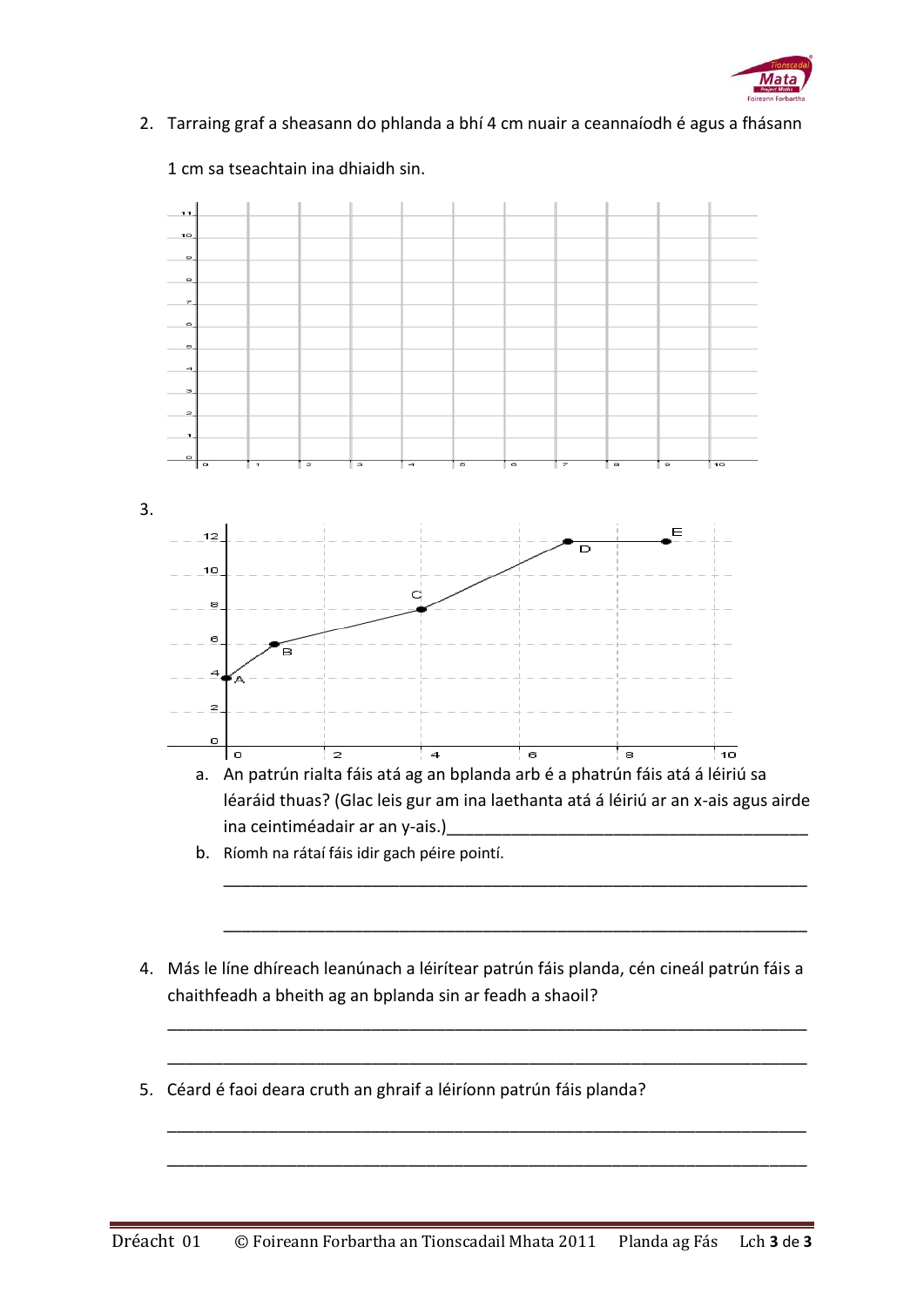2. Tarraing graf a sheasann do phlanda a bhí 4 cm nuair a ceannaíodh é agus a fhásann 1 cm sa tseachtain ina dhiaidh sin.

11
10
9
8
7
6
5
4
3
2
1
0
0 1 2 3 4 5 6 7 8 9 10

3.

12
10
8
6
4
2
0
0 2 4 6 8 10
A B C D E

a. An patrún rialta fáis atá ag an bplanda arb é a phatrún fáis atá á léiriú sa léaráid thuas? (Glac leis gur am ina laethanta atá á léiriú ar an x-ais agus airde ina ceintiméadair ar an y-ais.)\_\_\_\_\_\_\_\_\_\_\_\_\_\_\_\_\_\_\_\_\_\_\_\_\_\_\_\_\_\_\_\_\_\_\_\_\_\_\_\_

b. Ríomh na rátaí fáis idir gach péire pointí.

\_\_\_\_\_\_\_\_\_\_\_\_\_\_\_\_\_\_\_\_\_\_\_\_\_\_\_\_\_\_\_\_\_\_\_\_\_\_\_\_\_\_\_\_\_\_\_\_\_\_\_\_\_\_\_\_\_\_\_\_\_\_\_\_

\_\_\_\_\_\_\_\_\_\_\_\_\_\_\_\_\_\_\_\_\_\_\_\_\_\_\_\_\_\_\_\_\_\_\_\_\_\_\_\_\_\_\_\_\_\_\_\_\_\_\_\_\_\_\_\_\_\_\_\_\_\_\_\_

4. Más le líne dhíreach leanúnach a léirítear patrún fáis planda, cén cineál patrún fáis a chaithfeadh a bheith ag an bplanda sin ar feadh a shaoil?

\_\_\_\_\_\_\_\_\_\_\_\_\_\_\_\_\_\_\_\_\_\_\_\_\_\_\_\_\_\_\_\_\_\_\_\_\_\_\_\_\_\_\_\_\_\_\_\_\_\_\_\_\_\_\_\_\_\_\_\_\_\_\_\_\_\_\_\_

\_\_\_\_\_\_\_\_\_\_\_\_\_\_\_\_\_\_\_\_\_\_\_\_\_\_\_\_\_\_\_\_\_\_\_\_\_\_\_\_\_\_\_\_\_\_\_\_\_\_\_\_\_\_\_\_\_\_\_\_\_\_\_\_\_\_\_\_

5. Céard é faoi deara cruth an ghraif a léiríonn patrún fáis planda?

\_\_\_\_\_\_\_\_\_\_\_\_\_\_\_\_\_\_\_\_\_\_\_\_\_\_\_\_\_\_\_\_\_\_\_\_\_\_\_\_\_\_\_\_\_\_\_\_\_\_\_\_\_\_\_\_\_\_\_\_\_\_\_\_\_\_\_\_

\_\_\_\_\_\_\_\_\_\_\_\_\_\_\_\_\_\_\_\_\_\_\_\_\_\_\_\_\_\_\_\_\_\_\_\_\_\_\_\_\_\_\_\_\_\_\_\_\_\_\_\_\_\_\_\_\_\_\_\_\_\_\_\_\_\_\_\_